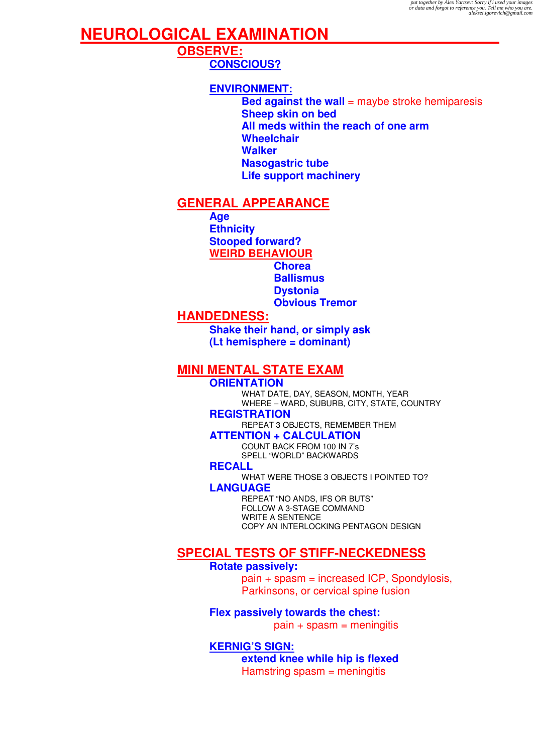*put together by Alex Yartsev: Sorry if i used your images or data and forgot to reference you. Tell me who you are. aleksei.igorevich@gmail.com*

# NEUROLOGICAL EXAMINATION

## OBSERVE:

### CONSCIOUS?

### ENVIRONMENT:

- **Bed against the wall** = maybe stroke hemiparesis
- **Sheep skin on bed**
- **All meds within the reach of one arm**
- **Wheelchair**
- **Walker**
- **Nasogastric tube**
- **Life support machinery**

## GENERAL APPEARANCE

- **Age**
- **Ethnicity**
- **Stooped forward?**

### WEIRD BEHAVIOUR

- **Chorea**
- **Ballismus**
- **Dystonia**
- **Obvious Tremor**

## HANDEDNESS:

**Shake their hand, or simply ask**
**(Lt hemisphere = dominant)**

## MINI MENTAL STATE EXAM

### ORIENTATION

WHAT DATE, DAY, SEASON, MONTH, YEAR
WHERE – WARD, SUBURB, CITY, STATE, COUNTRY

### REGISTRATION

REPEAT 3 OBJECTS, REMEMBER THEM

### ATTENTION + CALCULATION

COUNT BACK FROM 100 IN 7's
SPELL "WORLD" BACKWARDS

### RECALL

WHAT WERE THOSE 3 OBJECTS I POINTED TO?

### LANGUAGE

REPEAT "NO ANDS, IFS OR BUTS"
FOLLOW A 3-STAGE COMMAND
WRITE A SENTENCE
COPY AN INTERLOCKING PENTAGON DESIGN

## SPECIAL TESTS OF STIFF-NECKEDNESS

**Rotate passively:**

pain + spasm = increased ICP, Spondylosis, Parkinsons, or cervical spine fusion

**Flex passively towards the chest:**

pain + spasm = meningitis

### KERNIG'S SIGN:

**extend knee while hip is flexed**

Hamstring spasm = meningitis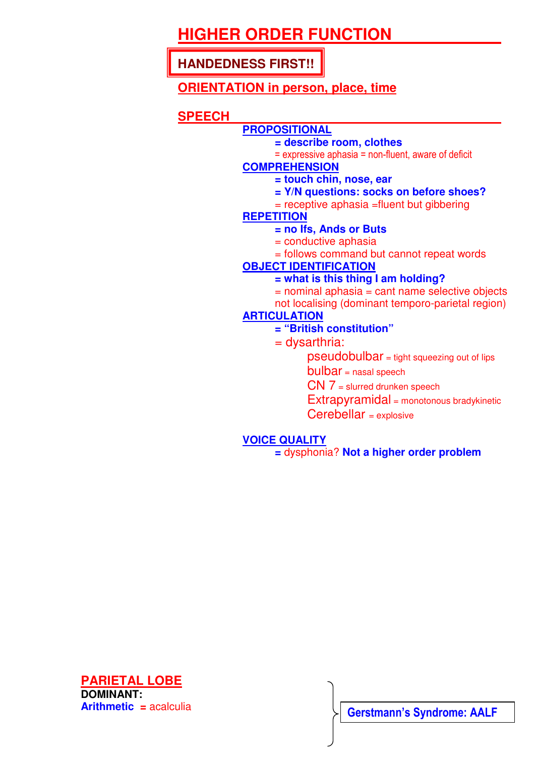# HIGHER ORDER FUNCTION

**HANDEDNESS FIRST!!**

## ORIENTATION in person, place, time

## SPEECH

**PROPOSITIONAL**
- **= describe room, clothes**
- = expressive aphasia = non-fluent, aware of deficit

**COMPREHENSION**
- **= touch chin, nose, ear**
- **= Y/N questions: socks on before shoes?**
- = receptive aphasia =fluent but gibbering

**REPETITION**
- **= no Ifs, Ands or Buts**
- = conductive aphasia
- = follows command but cannot repeat words

**OBJECT IDENTIFICATION**
- **= what is this thing I am holding?**
- = nominal aphasia = cant name selective objects not localising (dominant temporo-parietal region)

**ARTICULATION**
- **= "British constitution"**
- = dysarthria:
  - pseudobulbar = tight squeezing out of lips
  - bulbar = nasal speech
  - CN 7 = slurred drunken speech
  - Extrapyramidal = monotonous bradykinetic
  - Cerebellar = explosive

**VOICE QUALITY**
- = dysphonia? **Not a higher order problem**

## PARIETAL LOBE

**DOMINANT:**

**Arithmetic** = acalculia

**Gerstmann's Syndrome: AALF**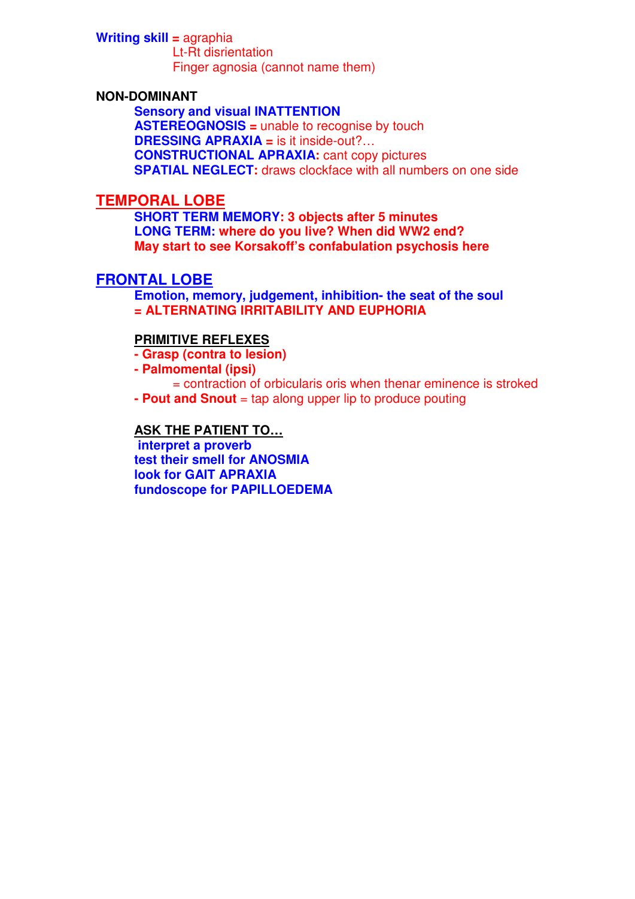**Writing skill =** agraphia
Lt-Rt disrientation
Finger agnosia (cannot name them)

**NON-DOMINANT**

- **Sensory and visual INATTENTION**
- **ASTEREOGNOSIS =** unable to recognise by touch
- **DRESSING APRAXIA =** is it inside-out?…
- **CONSTRUCTIONAL APRAXIA:** cant copy pictures
- **SPATIAL NEGLECT:** draws clockface with all numbers on one side

## TEMPORAL LOBE

**SHORT TERM MEMORY: 3 objects after 5 minutes**
**LONG TERM: where do you live? When did WW2 end?**
**May start to see Korsakoff's confabulation psychosis here**

## FRONTAL LOBE

**Emotion, memory, judgement, inhibition- the seat of the soul**
**= ALTERNATING IRRITABILITY AND EUPHORIA**

### PRIMITIVE REFLEXES

- **Grasp (contra to lesion)**
- **Palmomental (ipsi)**
  = contraction of orbicularis oris when thenar eminence is stroked
- **Pout and Snout** = tap along upper lip to produce pouting

### ASK THE PATIENT TO…

**interpret a proverb**
**test their smell for ANOSMIA**
**look for GAIT APRAXIA**
**fundoscope for PAPILLOEDEMA**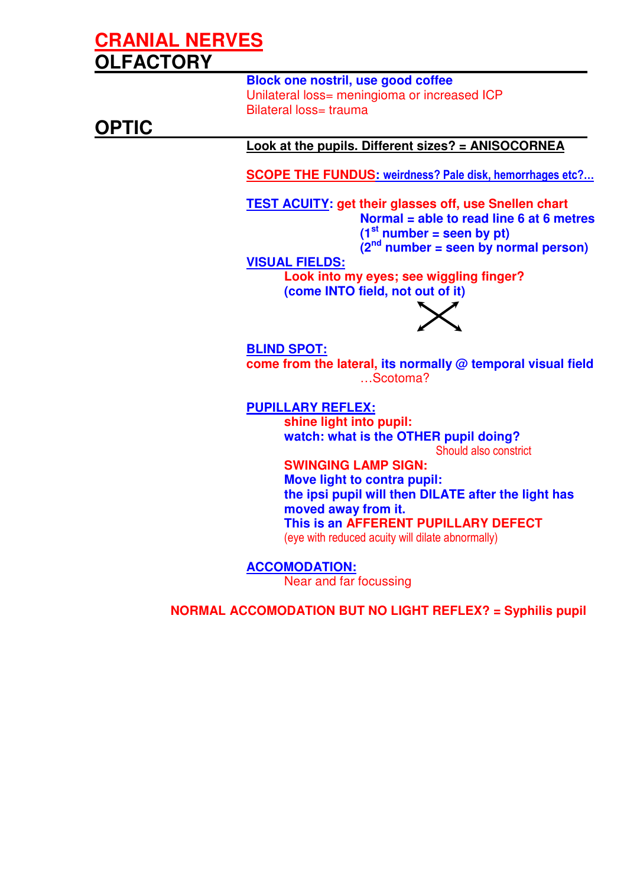# CRANIAL NERVES

## OLFACTORY

**Block one nostril, use good coffee**

Unilateral loss= meningioma or increased ICP

Bilateral loss= trauma

## OPTIC

**Look at the pupils. Different sizes? = ANISOCORNEA**

**SCOPE THE FUNDUS: weirdness? Pale disk, hemorrhages etc?...**

**TEST ACUITY: get their glasses off, use Snellen chart**

**Normal = able to read line 6 at 6 metres**

**($1^{st}$ number = seen by pt)**

**($2^{nd}$ number = seen by normal person)**

**VISUAL FIELDS:**

**Look into my eyes; see wiggling finger?**

**(come INTO field, not out of it)**

**BLIND SPOT:**

**come from the lateral, its normally @ temporal visual field**

…Scotoma?

**PUPILLARY REFLEX:**

**shine light into pupil:**

**watch: what is the OTHER pupil doing?**

Should also constrict

**SWINGING LAMP SIGN:**

**Move light to contra pupil:**

**the ipsi pupil will then DILATE after the light has moved away from it.**

**This is an AFFERENT PUPILLARY DEFECT**

(eye with reduced acuity will dilate abnormally)

**ACCOMODATION:**

Near and far focussing

**NORMAL ACCOMODATION BUT NO LIGHT REFLEX? = Syphilis pupil**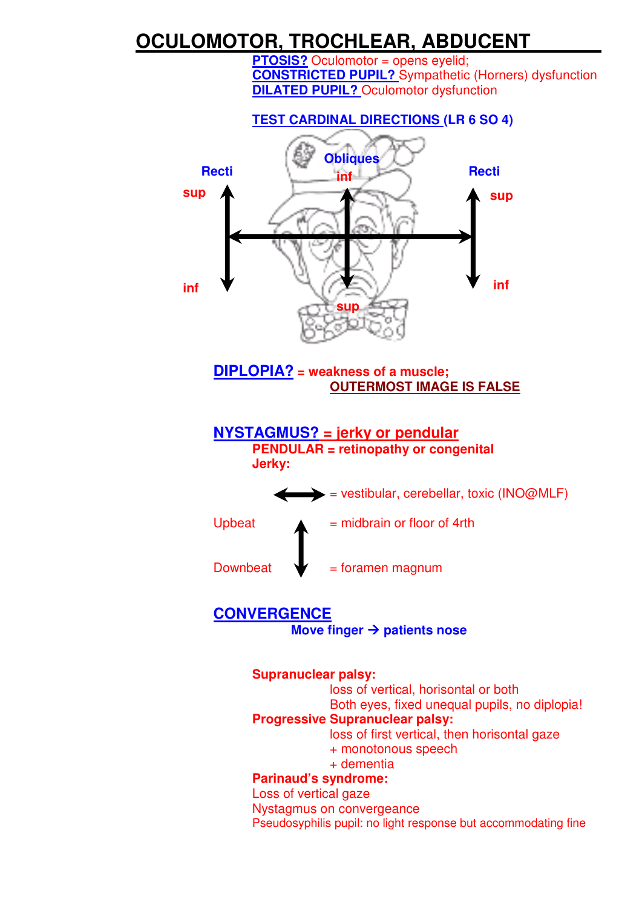# OCULOMOTOR, TROCHLEAR, ABDUCENT

**PTOSIS?** Oculomotor = opens eyelid;
**CONSTRICTED PUPIL?** Sympathetic (Horners) dysfunction
**DILATED PUPIL?** Oculomotor dysfunction

**TEST CARDINAL DIRECTIONS (LR 6 SO 4)**

Recti sup / inf — Obliques inf / sup — Recti sup / inf

**DIPLOPIA? = weakness of a muscle;**
**OUTERMOST IMAGE IS FALSE**

## NYSTAGMUS? = jerky or pendular

**PENDULAR = retinopathy or congenital**
**Jerky:**

↔ = vestibular, cerebellar, toxic (INO@MLF)

Upbeat ↑ = midbrain or floor of 4rth

Downbeat ↓ = foramen magnum

## CONVERGENCE

**Move finger → patients nose**

**Supranuclear palsy:**
loss of vertical, horizontal or both
Both eyes, fixed unequal pupils, no diplopia!

**Progressive Supranuclear palsy:**
loss of first vertical, then horisontal gaze
+ monotonous speech
+ dementia

**Parinaud's syndrome:**
Loss of vertical gaze
Nystagmus on convergeance
Pseudosyphilis pupil: no light response but accommodating fine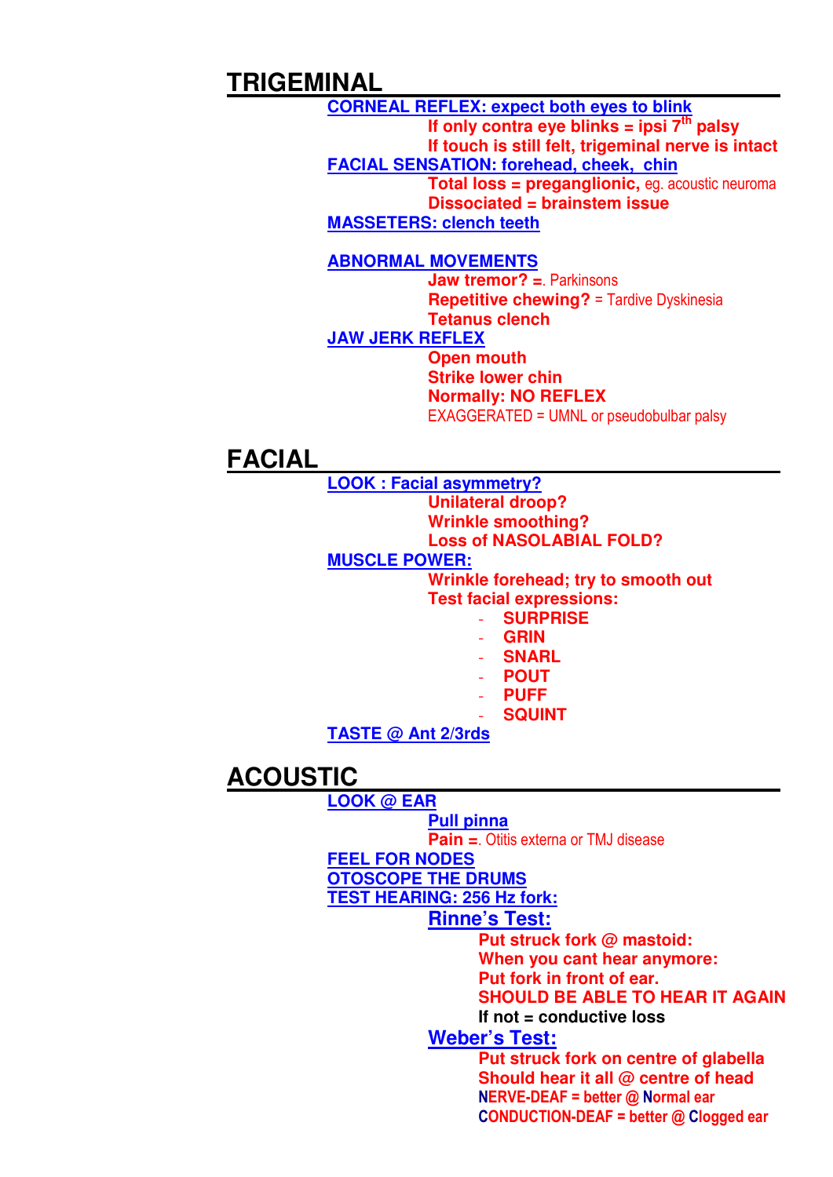## TRIGEMINAL

**CORNEAL REFLEX: expect both eyes to blink**

- **If only contra eye blinks = ipsi 7$^{th}$ palsy**
- **If touch is still felt, trigeminal nerve is intact**

**FACIAL SENSATION: forehead, cheek, chin**

- **Total loss = preganglionic,** eg. acoustic neuroma
- **Dissociated = brainstem issue**

**MASSETERS: clench teeth**

**ABNORMAL MOVEMENTS**

- **Jaw tremor? =**. Parkinsons
- **Repetitive chewing?** = Tardive Dyskinesia
- **Tetanus clench**

**JAW JERK REFLEX**

- **Open mouth**
- **Strike lower chin**
- **Normally: NO REFLEX**
- EXAGGERATED = UMNL or pseudobulbar palsy

## FACIAL

**LOOK : Facial asymmetry?**

- **Unilateral droop?**
- **Wrinkle smoothing?**
- **Loss of NASOLABIAL FOLD?**

**MUSCLE POWER:**

- **Wrinkle forehead; try to smooth out**
- **Test facial expressions:**
  - **SURPRISE**
  - **GRIN**
  - **SNARL**
  - **POUT**
  - **PUFF**
  - **SQUINT**

**TASTE @ Ant 2/3rds**

## ACOUSTIC

**LOOK @ EAR**

- **Pull pinna**
- **Pain =**. Otitis externa or TMJ disease

**FEEL FOR NODES**

**OTOSCOPE THE DRUMS**

**TEST HEARING: 256 Hz fork:**

### Rinne's Test:

- **Put struck fork @ mastoid:**
- **When you cant hear anymore:**
- **Put fork in front of ear.**
- **SHOULD BE ABLE TO HEAR IT AGAIN**
- **If not = conductive loss**

### Weber's Test:

- **Put struck fork on centre of glabella**
- **Should hear it all @ centre of head**
- **NERVE-DEAF = better @ Normal ear**
- **CONDUCTION-DEAF = better @ Clogged ear**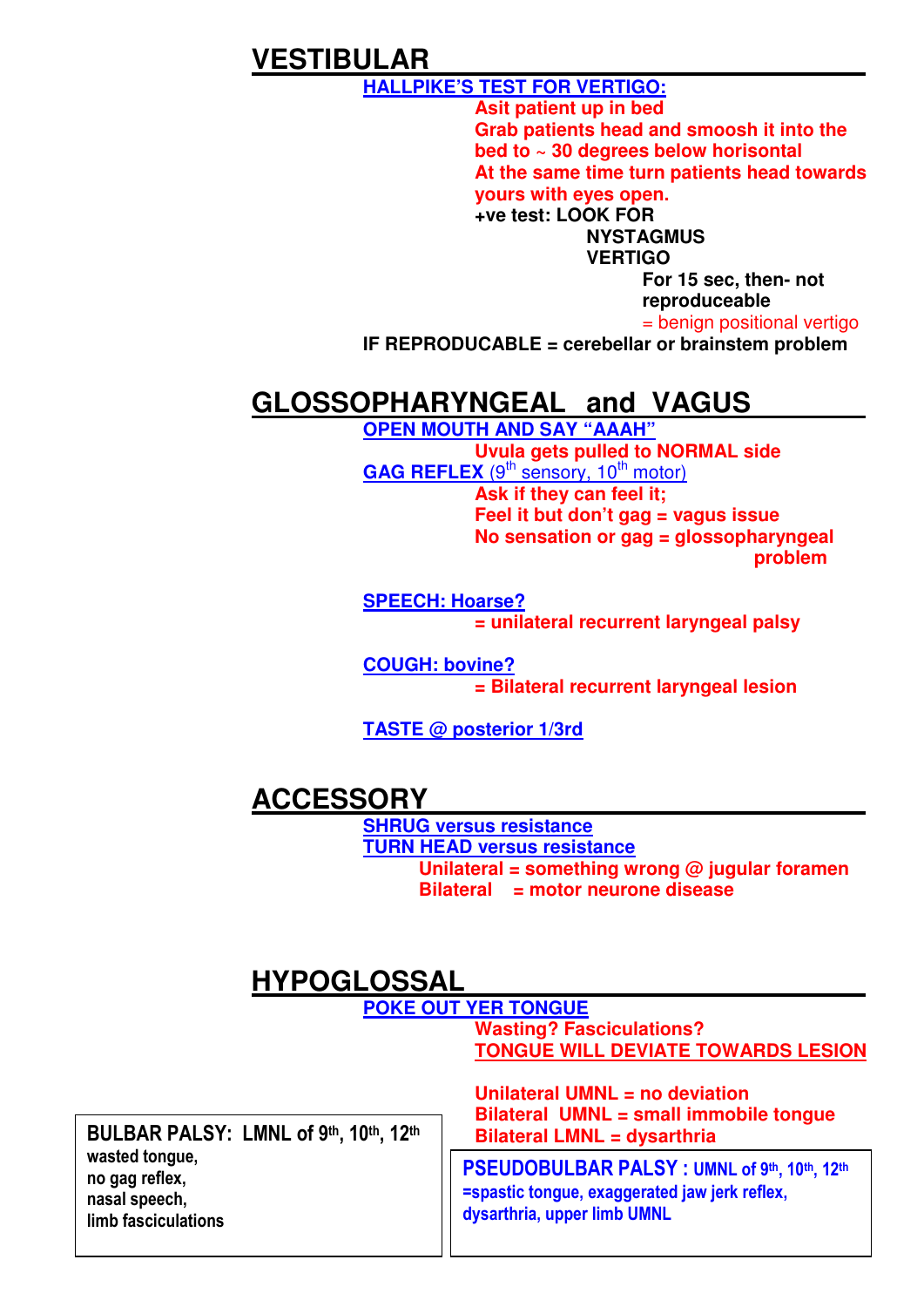## VESTIBULAR

**HALLPIKE'S TEST FOR VERTIGO:**

**Asit patient up in bed**
**Grab patients head and smoosh it into the bed to ~ 30 degrees below horisontal**
**At the same time turn patients head towards yours with eyes open.**
**+ve test: LOOK FOR**
- **NYSTAGMUS**
- **VERTIGO**
  - **For 15 sec, then- not reproduceable**
  - = benign positional vertigo

**IF REPRODUCABLE = cerebellar or brainstem problem**

## GLOSSOPHARYNGEAL and VAGUS

**OPEN MOUTH AND SAY "AAAH"**

**Uvula gets pulled to NORMAL side**

**GAG REFLEX** (9th sensory, 10th motor)

**Ask if they can feel it;**
**Feel it but don't gag = vagus issue**
**No sensation or gag = glossopharyngeal problem**

**SPEECH: Hoarse?**

**= unilateral recurrent laryngeal palsy**

**COUGH: bovine?**

**= Bilateral recurrent laryngeal lesion**

**TASTE @ posterior 1/3rd**

## ACCESSORY

**SHRUG versus resistance**
**TURN HEAD versus resistance**

**Unilateral = something wrong @ jugular foramen**
**Bilateral = motor neurone disease**

## HYPOGLOSSAL

**POKE OUT YER TONGUE**

**Wasting? Fasciculations?**
**TONGUE WILL DEVIATE TOWARDS LESION**

**Unilateral UMNL = no deviation**
**Bilateral UMNL = small immobile tongue**
**Bilateral LMNL = dysarthria**

**BULBAR PALSY: LMNL of 9th, 10th, 12th**
wasted tongue,
no gag reflex,
nasal speech,
limb fasciculations

**PSEUDOBULBAR PALSY : UMNL of 9th, 10th, 12th**
=spastic tongue, exaggerated jaw jerk reflex, dysarthria, upper limb UMNL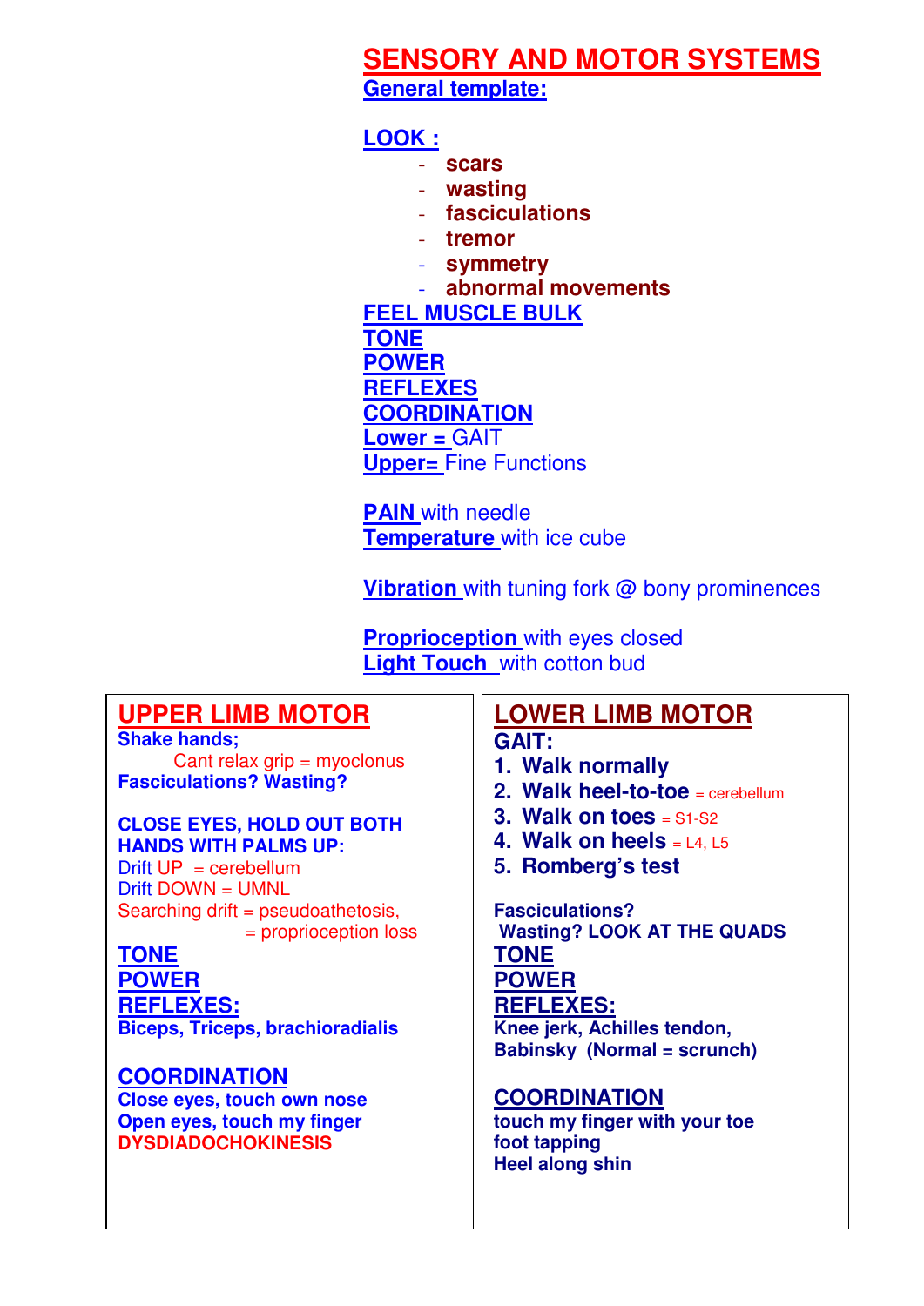# SENSORY AND MOTOR SYSTEMS

## General template:

**LOOK :**

- **scars**
- **wasting**
- **fasciculations**
- **tremor**
- **symmetry**
- **abnormal movements**

**FEEL MUSCLE BULK**
**TONE**
**POWER**
**REFLEXES**
**COORDINATION**
**Lower =** GAIT
**Upper=** Fine Functions

**PAIN** with needle
**Temperature** with ice cube

**Vibration** with tuning fork @ bony prominences

**Proprioception** with eyes closed
**Light Touch** with cotton bud

## UPPER LIMB MOTOR

**Shake hands;**
Cant relax grip = myoclonus
**Fasciculations? Wasting?**

**CLOSE EYES, HOLD OUT BOTH HANDS WITH PALMS UP:**
Drift UP = cerebellum
Drift DOWN = UMNL
Searching drift = pseudoathetosis,
= proprioception loss

**TONE**
**POWER**
**REFLEXES:**
**Biceps, Triceps, brachioradialis**

**COORDINATION**
**Close eyes, touch own nose**
**Open eyes, touch my finger**
**DYSDIADOCHOKINESIS**

## LOWER LIMB MOTOR

**GAIT:**

1. **Walk normally**
2. **Walk heel-to-toe** = cerebellum
3. **Walk on toes** = S1-S2
4. **Walk on heels** = L4, L5
5. **Romberg's test**

**Fasciculations?**
**Wasting? LOOK AT THE QUADS**
**TONE**
**POWER**
**REFLEXES:**
**Knee jerk, Achilles tendon, Babinsky (Normal = scrunch)**

**COORDINATION**
**touch my finger with your toe**
**foot tapping**
**Heel along shin**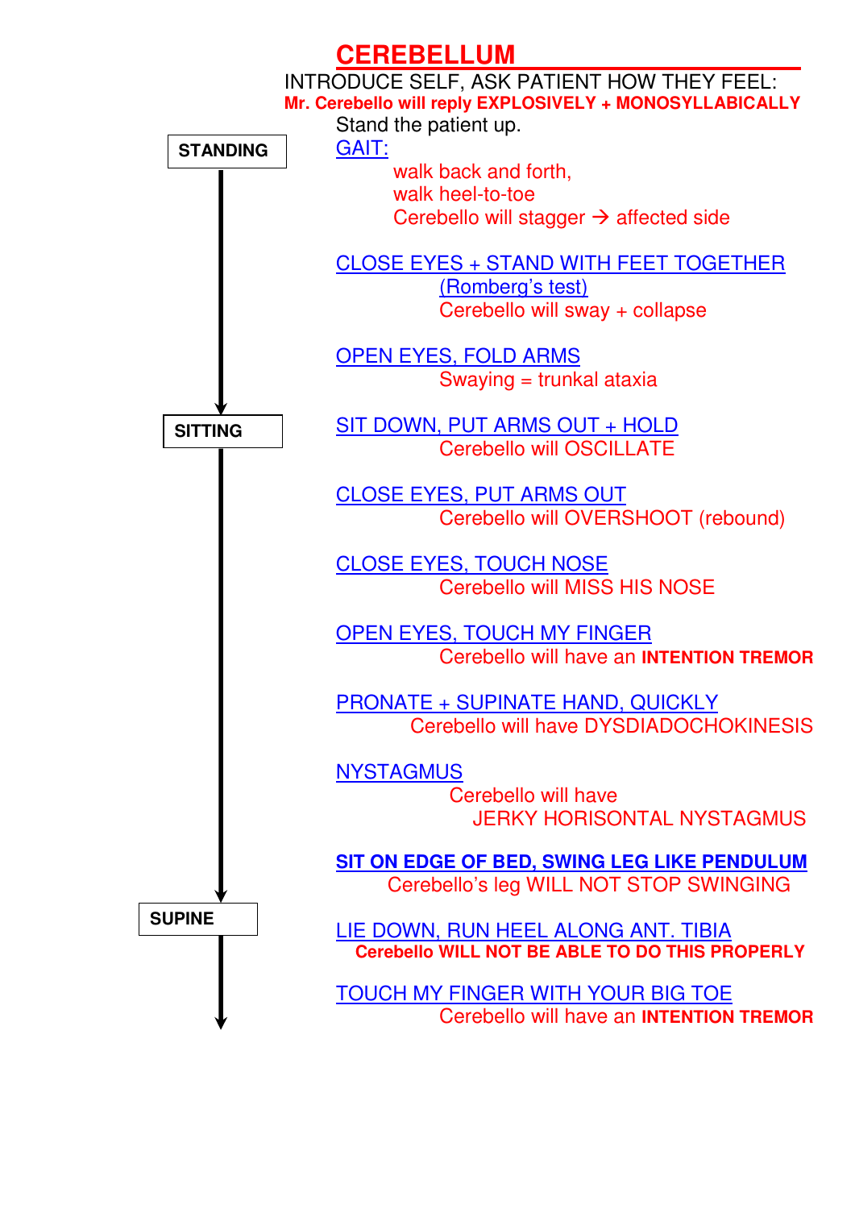# CEREBELLUM

INTRODUCE SELF, ASK PATIENT HOW THEY FEEL:

**Mr. Cerebello will reply EXPLOSIVELY + MONOSYLLABICALLY**

Stand the patient up.

**STANDING**

GAIT:

walk back and forth,
walk heel-to-toe
Cerebello will stagger → affected side

CLOSE EYES + STAND WITH FEET TOGETHER (Romberg's test)

Cerebello will sway + collapse

OPEN EYES, FOLD ARMS

Swaying = trunkal ataxia

**SITTING**

SIT DOWN, PUT ARMS OUT + HOLD

Cerebello will OSCILLATE

CLOSE EYES, PUT ARMS OUT

Cerebello will OVERSHOOT (rebound)

CLOSE EYES, TOUCH NOSE

Cerebello will MISS HIS NOSE

OPEN EYES, TOUCH MY FINGER

Cerebello will have an **INTENTION TREMOR**

PRONATE + SUPINATE HAND, QUICKLY

Cerebello will have DYSDIADOCHOKINESIS

NYSTAGMUS

Cerebello will have
JERKY HORISONTAL NYSTAGMUS

**SIT ON EDGE OF BED, SWING LEG LIKE PENDULUM**

Cerebello's leg WILL NOT STOP SWINGING

**SUPINE**

LIE DOWN, RUN HEEL ALONG ANT. TIBIA

**Cerebello WILL NOT BE ABLE TO DO THIS PROPERLY**

TOUCH MY FINGER WITH YOUR BIG TOE

Cerebello will have an **INTENTION TREMOR**